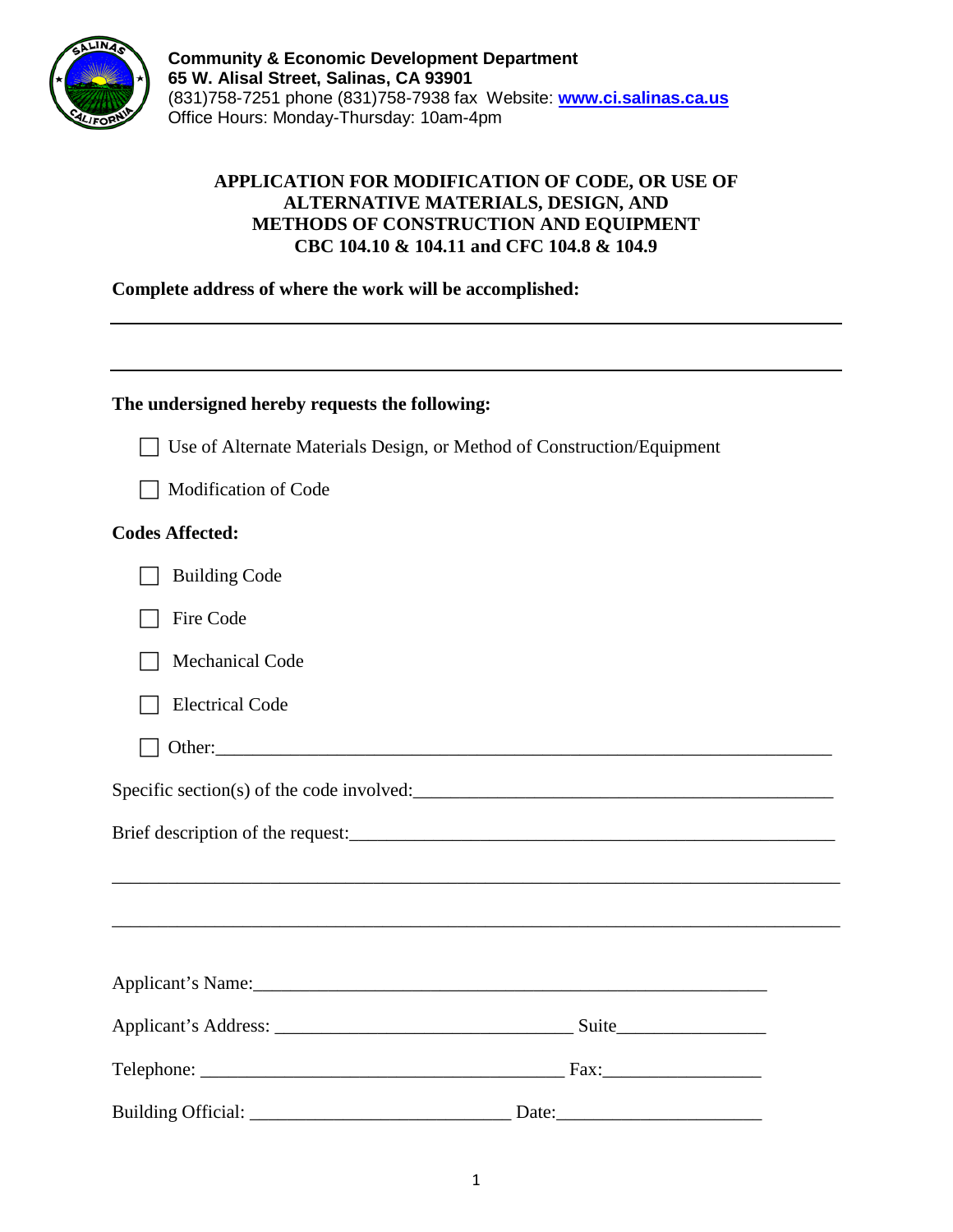**Community & Economic Development Department**
**65 W. Alisal Street, Salinas, CA 93901**
(831)758-7251 phone (831)758-7938 fax Website: **[www.ci.salinas.ca.us](http://www.ci.salinas.ca.us)**
Office Hours: Monday-Thursday: 10am-4pm

# APPLICATION FOR MODIFICATION OF CODE, OR USE OF ALTERNATIVE MATERIALS, DESIGN, AND METHODS OF CONSTRUCTION AND EQUIPMENT
## CBC 104.10 & 104.11 and CFC 104.8 & 104.9

**Complete address of where the work will be accomplished:**

______________________________________________________________________________

______________________________________________________________________________

**The undersigned hereby requests the following:**

- ☐ Use of Alternate Materials Design, or Method of Construction/Equipment
- ☐ Modification of Code

**Codes Affected:**

- ☐ Building Code
- ☐ Fire Code
- ☐ Mechanical Code
- ☐ Electrical Code
- ☐ Other:_______________________________________________________________

Specific section(s) of the code involved:_____________________________________________

Brief description of the request:____________________________________________________

______________________________________________________________________________

______________________________________________________________________________

Applicant's Name:_______________________________________________________

Applicant's Address: _______________________________ Suite_______________

Telephone: ______________________________________ Fax:________________

Building Official: ___________________________ Date:_____________________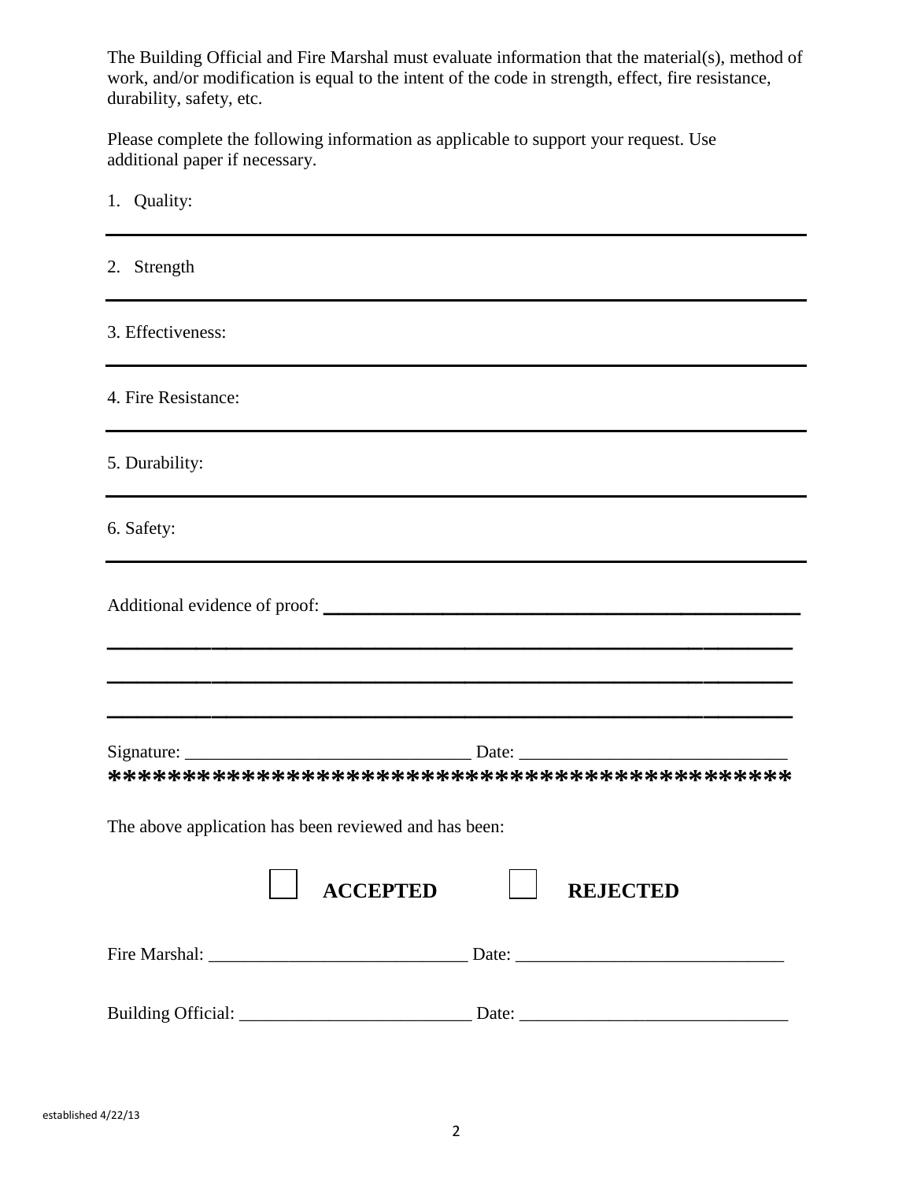The Building Official and Fire Marshal must evaluate information that the material(s), method of work, and/or modification is equal to the intent of the code in strength, effect, fire resistance, durability, safety, etc.

Please complete the following information as applicable to support your request. Use additional paper if necessary.

1. Quality:

______________________________________________________________________

2. Strength

______________________________________________________________________

3. Effectiveness:

______________________________________________________________________

4. Fire Resistance:

______________________________________________________________________

5. Durability:

______________________________________________________________________

6. Safety:

______________________________________________________________________

Additional evidence of proof: ____________________________________________

______________________________________________________________________

______________________________________________________________________

______________________________________________________________________

Signature: _______________________________ Date: _____________________________

*********************************************

The above application has been reviewed and has been:

☐ **ACCEPTED** ☐ **REJECTED**

Fire Marshal: _____________________________ Date: ______________________________

Building Official: __________________________ Date: ______________________________

established 4/22/13